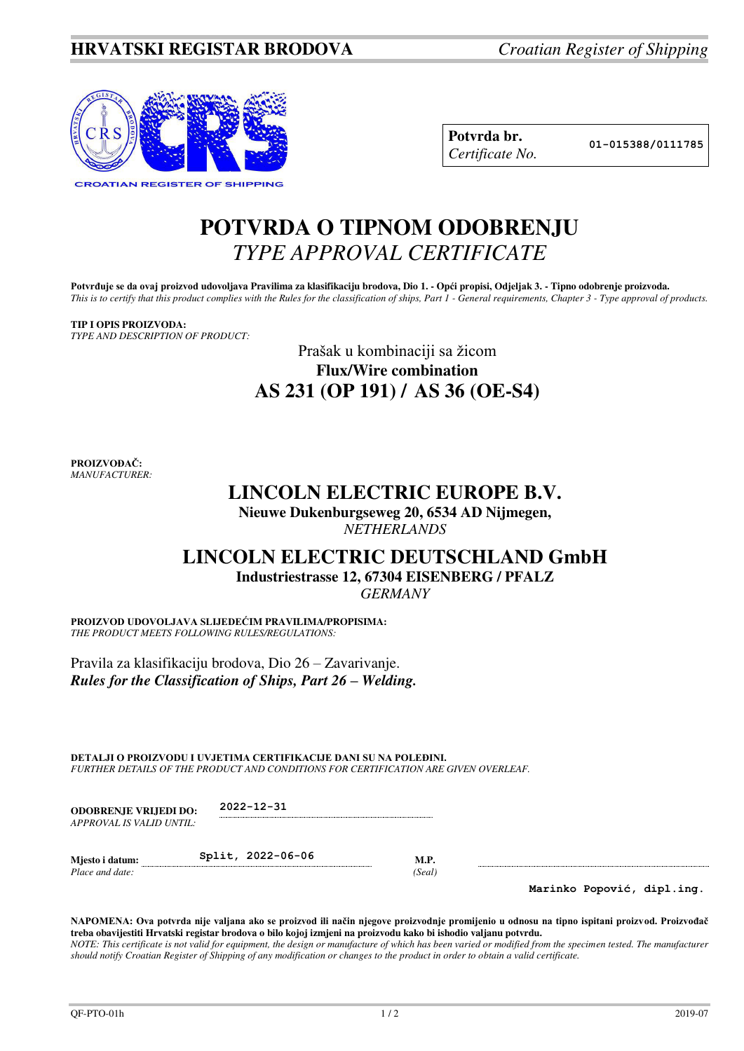**HRVATSKI REGISTAR BRODOVA** *Croatian Register of Shipping*

| **Potvrda br.** *Certificate No.* | 01-015388/0111785 |
|---|---|

# POTVRDA O TIPNOM ODOBRENJU
# *TYPE APPROVAL CERTIFICATE*

**Potvrđuje se da ovaj proizvod udovoljava Pravilima za klasifikaciju brodova, Dio 1. - Opći propisi, Odjeljak 3. - Tipno odobrenje proizvoda.**
*This is to certify that this product complies with the Rules for the classification of ships, Part 1 - General requirements, Chapter 3 - Type approval of products.*

**TIP I OPIS PROIZVODA:**
*TYPE AND DESCRIPTION OF PRODUCT:*

Prašak u kombinaciji sa žicom
**Flux/Wire combination**
**AS 231 (OP 191) / AS 36 (OE-S4)**

**PROIZVOĐAČ:**
*MANUFACTURER:*

**LINCOLN ELECTRIC EUROPE B.V.**
**Nieuwe Dukenburgseweg 20, 6534 AD Nijmegen,**
*NETHERLANDS*

**LINCOLN ELECTRIC DEUTSCHLAND GmbH**
**Industriestrasse 12, 67304 EISENBERG / PFALZ**
*GERMANY*

**PROIZVOD UDOVOLJAVA SLIJEDEĆIM PRAVILIMA/PROPISIMA:**
*THE PRODUCT MEETS FOLLOWING RULES/REGULATIONS:*

Pravila za klasifikaciju brodova, Dio 26 – Zavarivanje.
***Rules for the Classification of Ships, Part 26 – Welding.***

**DETALJI O PROIZVODU I UVJETIMA CERTIFIKACIJE DANI SU NA POLEĐINI.**
*FURTHER DETAILS OF THE PRODUCT AND CONDITIONS FOR CERTIFICATION ARE GIVEN OVERLEAF.*

**ODOBRENJE VRIJEDI DO:** *APPROVAL IS VALID UNTIL:* 2022-12-31

**Mjesto i datum:** *Place and date:* Split, 2022-06-06

**M.P.** *(Seal)*

Marinko Popović, dipl.ing.

**NAPOMENA: Ova potvrda nije valjana ako se proizvod ili način njegove proizvodnje promijenio u odnosu na tipno ispitani proizvod. Proizvođač treba obavijestiti Hrvatski registar brodova o bilo kojoj izmjeni na proizvodu kako bi ishodio valjanu potvrdu.**
*NOTE: This certificate is not valid for equipment, the design or manufacture of which has been varied or modified from the specimen tested. The manufacturer should notify Croatian Register of Shipping of any modification or changes to the product in order to obtain a valid certificate.*

QF-PTO-01h 2019-07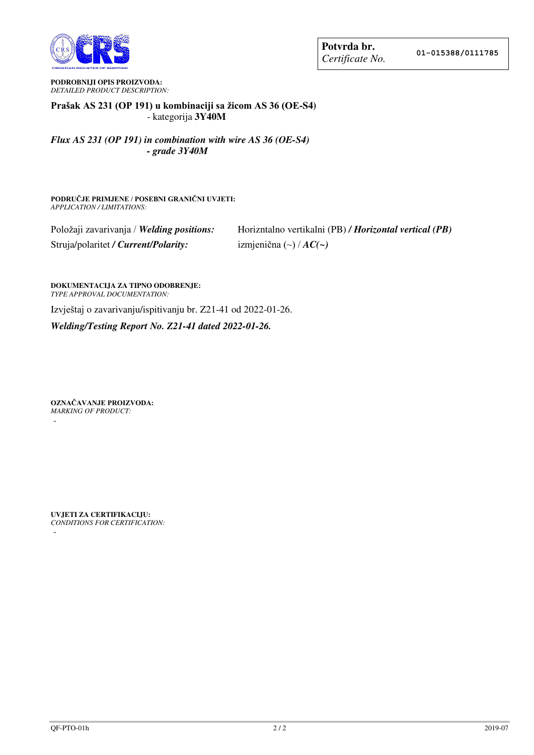| **Potvrda br.** *Certificate No.* | 01-015388/0111785 |
| --- | --- |

**PODROBNIJI OPIS PROIZVODA:**
*DETAILED PRODUCT DESCRIPTION:*

**Prašak AS 231 (OP 191) u kombinaciji sa žicom AS 36 (OE-S4)**
- kategorija **3Y40M**

***Flux AS 231 (OP 191) in combination with wire AS 36 (OE-S4)***
***- grade 3Y40M***

**PODRUČJE PRIMJENE / POSEBNI GRANIČNI UVJETI:**
*APPLICATION / LIMITATIONS:*

| | |
| --- | --- |
| Položaji zavarivanja / ***Welding positions:*** | Horizntalno vertikalni (PB) ***/ Horizontal vertical (PB)*** |
| Struja/polaritet ***/ Current/Polarity:*** | izmjenična (~) / ***AC(~)*** |

**DOKUMENTACIJA ZA TIPNO ODOBRENJE:**
*TYPE APPROVAL DOCUMENTATION:*

Izvještaj o zavarivanju/ispitivanju br. Z21-41 od 2022-01-26.

***Welding/Testing Report No. Z21-41 dated 2022-01-26.***

**OZNAČAVANJE PROIZVODA:**
*MARKING OF PRODUCT:*

-

**UVJETI ZA CERTIFIKACIJU:**
*CONDITIONS FOR CERTIFICATION:*

-

QF-PTO-01h 2019-07